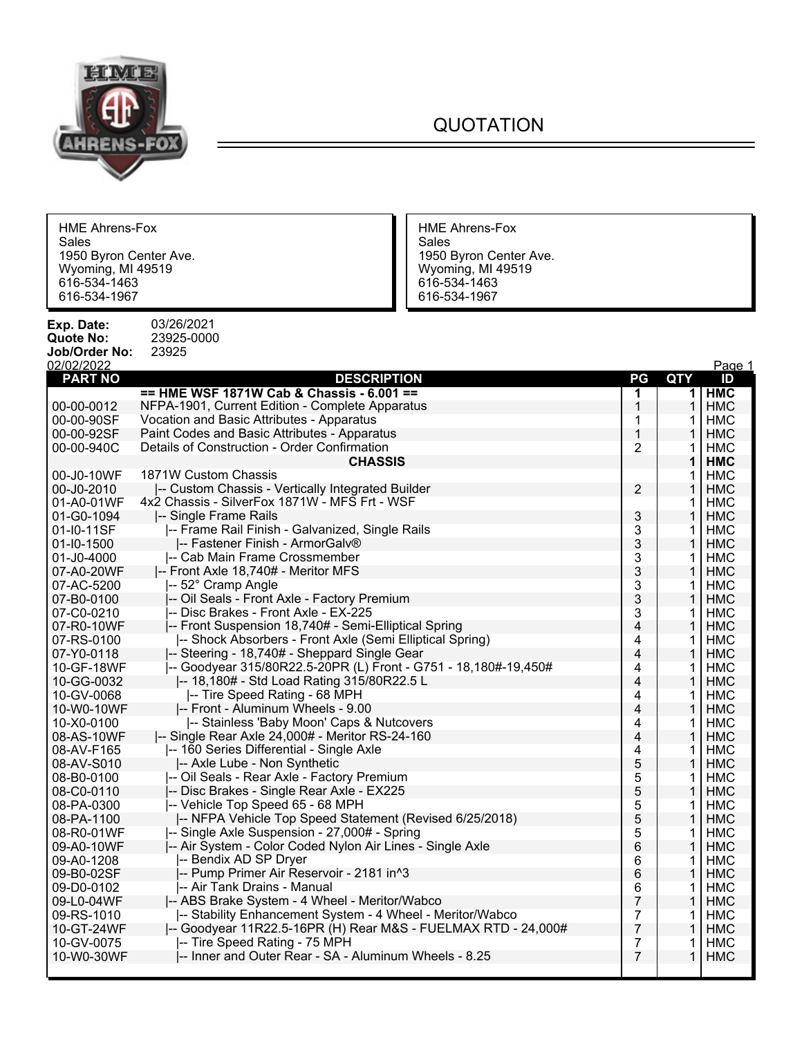# QUOTATION

| HME Ahrens-Fox<br>Sales<br>1950 Byron Center Ave.<br>Wyoming, MI 49519<br>616-534-1463<br>616-534-1967 | HME Ahrens-Fox<br>Sales<br>1950 Byron Center Ave.<br>Wyoming, MI 49519<br>616-534-1463<br>616-534-1967 |
|---|---|

**Exp. Date:** 03/26/2021
**Quote No:** 23925-0000
**Job/Order No:** 23925

02/02/2022

| PART NO | DESCRIPTION | PG | QTY | ID |
|---|---|---|---|---|
| | **== HME WSF 1871W Cab & Chassis - 6.001 ==** | **1** | **1** | **HMC** |
| 00-00-0012 | NFPA-1901, Current Edition - Complete Apparatus | 1 | 1 | HMC |
| 00-00-90SF | Vocation and Basic Attributes - Apparatus | 1 | 1 | HMC |
| 00-00-92SF | Paint Codes and Basic Attributes - Apparatus | 1 | 1 | HMC |
| 00-00-940C | Details of Construction - Order Confirmation | 2 | 1 | HMC |
| | **CHASSIS** | | **1** | **HMC** |
| 00-J0-10WF | 1871W Custom Chassis | | 1 | HMC |
| 00-J0-2010 | \|-- Custom Chassis - Vertically Integrated Builder | 2 | 1 | HMC |
| 01-A0-01WF | 4x2 Chassis - SilverFox 1871W - MFS Frt - WSF | | 1 | HMC |
| 01-G0-1094 | \|-- Single Frame Rails | 3 | 1 | HMC |
| 01-I0-11SF | \|-- Frame Rail Finish - Galvanized, Single Rails | 3 | 1 | HMC |
| 01-I0-1500 | \|-- Fastener Finish - ArmorGalv® | 3 | 1 | HMC |
| 01-J0-4000 | \|-- Cab Main Frame Crossmember | 3 | 1 | HMC |
| 07-A0-20WF | \|-- Front Axle 18,740# - Meritor MFS | 3 | 1 | HMC |
| 07-AC-5200 | \|-- 52° Cramp Angle | 3 | 1 | HMC |
| 07-B0-0100 | \|-- Oil Seals - Front Axle - Factory Premium | 3 | 1 | HMC |
| 07-C0-0210 | \|-- Disc Brakes - Front Axle - EX-225 | 3 | 1 | HMC |
| 07-R0-10WF | \|-- Front Suspension 18,740# - Semi-Elliptical Spring | 4 | 1 | HMC |
| 07-RS-0100 | \|-- Shock Absorbers - Front Axle (Semi Elliptical Spring) | 4 | 1 | HMC |
| 07-Y0-0118 | \|-- Steering - 18,740# - Sheppard Single Gear | 4 | 1 | HMC |
| 10-GF-18WF | \|-- Goodyear 315/80R22.5-20PR (L) Front - G751 - 18,180#-19,450# | 4 | 1 | HMC |
| 10-GG-0032 | \|-- 18,180# - Std Load Rating 315/80R22.5 L | 4 | 1 | HMC |
| 10-GV-0068 | \|-- Tire Speed Rating - 68 MPH | 4 | 1 | HMC |
| 10-W0-10WF | \|-- Front - Aluminum Wheels - 9.00 | 4 | 1 | HMC |
| 10-X0-0100 | \|-- Stainless 'Baby Moon' Caps & Nutcovers | 4 | 1 | HMC |
| 08-AS-10WF | \|-- Single Rear Axle 24,000# - Meritor RS-24-160 | 4 | 1 | HMC |
| 08-AV-F165 | \|-- 160 Series Differential - Single Axle | 4 | 1 | HMC |
| 08-AV-S010 | \|-- Axle Lube - Non Synthetic | 5 | 1 | HMC |
| 08-B0-0100 | \|-- Oil Seals - Rear Axle - Factory Premium | 5 | 1 | HMC |
| 08-C0-0110 | \|-- Disc Brakes - Single Rear Axle - EX225 | 5 | 1 | HMC |
| 08-PA-0300 | \|-- Vehicle Top Speed 65 - 68 MPH | 5 | 1 | HMC |
| 08-PA-1100 | \|-- NFPA Vehicle Top Speed Statement (Revised 6/25/2018) | 5 | 1 | HMC |
| 08-R0-01WF | \|-- Single Axle Suspension - 27,000# - Spring | 5 | 1 | HMC |
| 09-A0-10WF | \|-- Air System - Color Coded Nylon Air Lines - Single Axle | 6 | 1 | HMC |
| 09-A0-1208 | \|-- Bendix AD SP Dryer | 6 | 1 | HMC |
| 09-B0-02SF | \|-- Pump Primer Air Reservoir - 2181 in^3 | 6 | 1 | HMC |
| 09-D0-0102 | \|-- Air Tank Drains - Manual | 6 | 1 | HMC |
| 09-L0-04WF | \|-- ABS Brake System - 4 Wheel - Meritor/Wabco | 7 | 1 | HMC |
| 09-RS-1010 | \|-- Stability Enhancement System - 4 Wheel - Meritor/Wabco | 7 | 1 | HMC |
| 10-GT-24WF | \|-- Goodyear 11R22.5-16PR (H) Rear M&S - FUELMAX RTD - 24,000# | 7 | 1 | HMC |
| 10-GV-0075 | \|-- Tire Speed Rating - 75 MPH | 7 | 1 | HMC |
| 10-W0-30WF | \|-- Inner and Outer Rear - SA - Aluminum Wheels - 8.25 | 7 | 1 | HMC |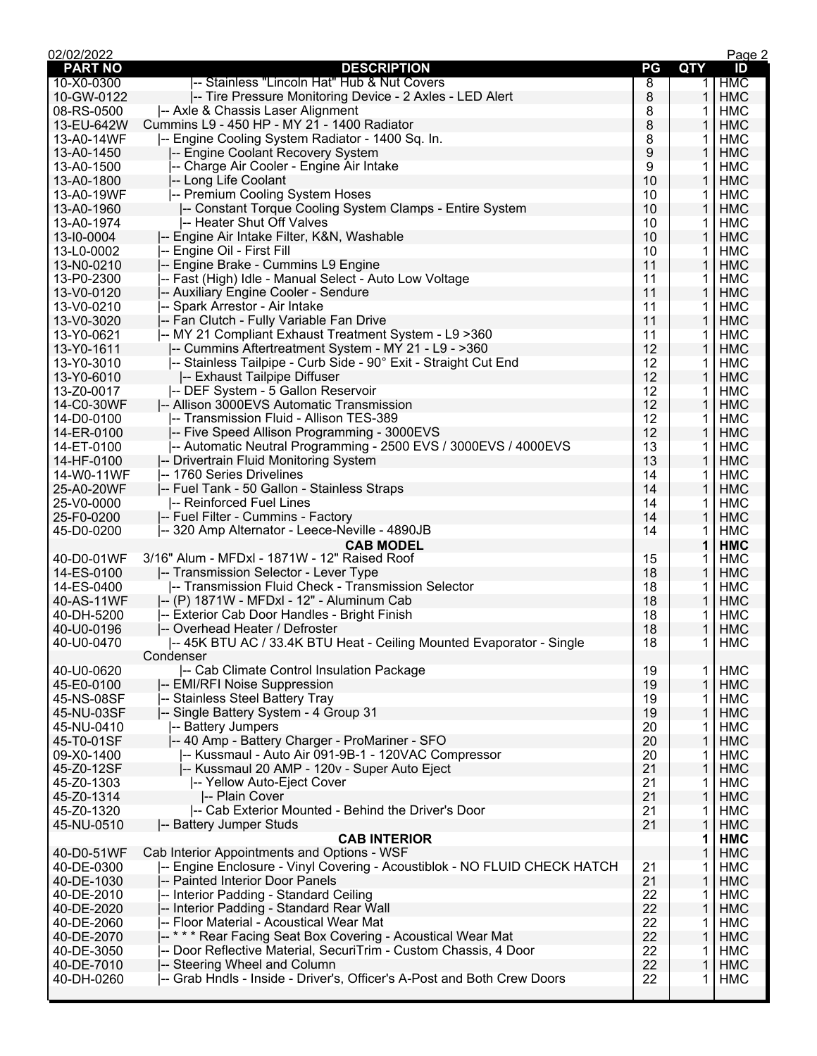| PART NO | DESCRIPTION | PG | QTY | ID |
|---|---|---|---|---|
| 10-X0-0300 | \|-- Stainless "Lincoln Hat" Hub & Nut Covers | 8 | 1 | HMC |
| 10-GW-0122 | \|-- Tire Pressure Monitoring Device - 2 Axles - LED Alert | 8 | 1 | HMC |
| 08-RS-0500 | \|-- Axle & Chassis Laser Alignment | 8 | 1 | HMC |
| 13-EU-642W | Cummins L9 - 450 HP - MY 21 - 1400 Radiator | 8 | 1 | HMC |
| 13-A0-14WF | \|-- Engine Cooling System Radiator - 1400 Sq. In. | 8 | 1 | HMC |
| 13-A0-1450 | \|-- Engine Coolant Recovery System | 9 | 1 | HMC |
| 13-A0-1500 | \|-- Charge Air Cooler - Engine Air Intake | 9 | 1 | HMC |
| 13-A0-1800 | \|-- Long Life Coolant | 10 | 1 | HMC |
| 13-A0-19WF | \|-- Premium Cooling System Hoses | 10 | 1 | HMC |
| 13-A0-1960 | \|-- Constant Torque Cooling System Clamps - Entire System | 10 | 1 | HMC |
| 13-A0-1974 | \|-- Heater Shut Off Valves | 10 | 1 | HMC |
| 13-I0-0004 | \|-- Engine Air Intake Filter, K&N, Washable | 10 | 1 | HMC |
| 13-L0-0002 | \|-- Engine Oil - First Fill | 10 | 1 | HMC |
| 13-N0-0210 | \|-- Engine Brake - Cummins L9 Engine | 11 | 1 | HMC |
| 13-P0-2300 | \|-- Fast (High) Idle - Manual Select - Auto Low Voltage | 11 | 1 | HMC |
| 13-V0-0120 | \|-- Auxiliary Engine Cooler - Sendure | 11 | 1 | HMC |
| 13-V0-0210 | \|-- Spark Arrestor - Air Intake | 11 | 1 | HMC |
| 13-V0-3020 | \|-- Fan Clutch - Fully Variable Fan Drive | 11 | 1 | HMC |
| 13-Y0-0621 | \|-- MY 21 Compliant Exhaust Treatment System - L9 >360 | 11 | 1 | HMC |
| 13-Y0-1611 | \|-- Cummins Aftertreatment System - MY 21 - L9 - >360 | 12 | 1 | HMC |
| 13-Y0-3010 | \|-- Stainless Tailpipe - Curb Side - 90° Exit - Straight Cut End | 12 | 1 | HMC |
| 13-Y0-6010 | \|-- Exhaust Tailpipe Diffuser | 12 | 1 | HMC |
| 13-Z0-0017 | \|-- DEF System - 5 Gallon Reservoir | 12 | 1 | HMC |
| 14-C0-30WF | \|-- Allison 3000EVS Automatic Transmission | 12 | 1 | HMC |
| 14-D0-0100 | \|-- Transmission Fluid - Allison TES-389 | 12 | 1 | HMC |
| 14-ER-0100 | \|-- Five Speed Allison Programming - 3000EVS | 12 | 1 | HMC |
| 14-ET-0100 | \|-- Automatic Neutral Programming - 2500 EVS / 3000EVS / 4000EVS | 13 | 1 | HMC |
| 14-HF-0100 | \|-- Drivertrain Fluid Monitoring System | 13 | 1 | HMC |
| 14-W0-11WF | \|-- 1760 Series Drivelines | 14 | 1 | HMC |
| 25-A0-20WF | \|-- Fuel Tank - 50 Gallon - Stainless Straps | 14 | 1 | HMC |
| 25-V0-0000 | \|-- Reinforced Fuel Lines | 14 | 1 | HMC |
| 25-F0-0200 | \|-- Fuel Filter - Cummins - Factory | 14 | 1 | HMC |
| 45-D0-0200 | \|-- 320 Amp Alternator - Leece-Neville - 4890JB | 14 | 1 | HMC |
| | **CAB MODEL** | | **1** | **HMC** |
| 40-D0-01WF | 3/16" Alum - MFDxl - 1871W - 12" Raised Roof | 15 | 1 | HMC |
| 14-ES-0100 | \|-- Transmission Selector - Lever Type | 18 | 1 | HMC |
| 14-ES-0400 | \|-- Transmission Fluid Check - Transmission Selector | 18 | 1 | HMC |
| 40-AS-11WF | \|-- (P) 1871W - MFDxl - 12" - Aluminum Cab | 18 | 1 | HMC |
| 40-DH-5200 | \|-- Exterior Cab Door Handles - Bright Finish | 18 | 1 | HMC |
| 40-U0-0196 | \|-- Overhead Heater / Defroster | 18 | 1 | HMC |
| 40-U0-0470 | \|-- 45K BTU AC / 33.4K BTU Heat - Ceiling Mounted Evaporator - Single Condenser | 18 | 1 | HMC |
| 40-U0-0620 | \|-- Cab Climate Control Insulation Package | 19 | 1 | HMC |
| 45-E0-0100 | \|-- EMI/RFI Noise Suppression | 19 | 1 | HMC |
| 45-NS-08SF | \|-- Stainless Steel Battery Tray | 19 | 1 | HMC |
| 45-NU-03SF | \|-- Single Battery System - 4 Group 31 | 19 | 1 | HMC |
| 45-NU-0410 | \|-- Battery Jumpers | 20 | 1 | HMC |
| 45-T0-01SF | \|-- 40 Amp - Battery Charger - ProMariner - SFO | 20 | 1 | HMC |
| 09-X0-1400 | \|-- Kussmaul - Auto Air 091-9B-1 - 120VAC Compressor | 20 | 1 | HMC |
| 45-Z0-12SF | \|-- Kussmaul 20 AMP - 120v - Super Auto Eject | 21 | 1 | HMC |
| 45-Z0-1303 | \|-- Yellow Auto-Eject Cover | 21 | 1 | HMC |
| 45-Z0-1314 | \|-- Plain Cover | 21 | 1 | HMC |
| 45-Z0-1320 | \|-- Cab Exterior Mounted - Behind the Driver's Door | 21 | 1 | HMC |
| 45-NU-0510 | \|-- Battery Jumper Studs | 21 | 1 | HMC |
| | **CAB INTERIOR** | | **1** | **HMC** |
| 40-D0-51WF | Cab Interior Appointments and Options - WSF | | 1 | HMC |
| 40-DE-0300 | \|-- Engine Enclosure - Vinyl Covering - Acoustiblok - NO FLUID CHECK HATCH | 21 | 1 | HMC |
| 40-DE-1030 | \|-- Painted Interior Door Panels | 21 | 1 | HMC |
| 40-DE-2010 | \|-- Interior Padding - Standard Ceiling | 22 | 1 | HMC |
| 40-DE-2020 | \|-- Interior Padding - Standard Rear Wall | 22 | 1 | HMC |
| 40-DE-2060 | \|-- Floor Material - Acoustical Wear Mat | 22 | 1 | HMC |
| 40-DE-2070 | \|-- * * * Rear Facing Seat Box Covering - Acoustical Wear Mat | 22 | 1 | HMC |
| 40-DE-3050 | \|-- Door Reflective Material, SecuriTrim - Custom Chassis, 4 Door | 22 | 1 | HMC |
| 40-DE-7010 | \|-- Steering Wheel and Column | 22 | 1 | HMC |
| 40-DH-0260 | \|-- Grab Hndls - Inside - Driver's, Officer's A-Post and Both Crew Doors | 22 | 1 | HMC |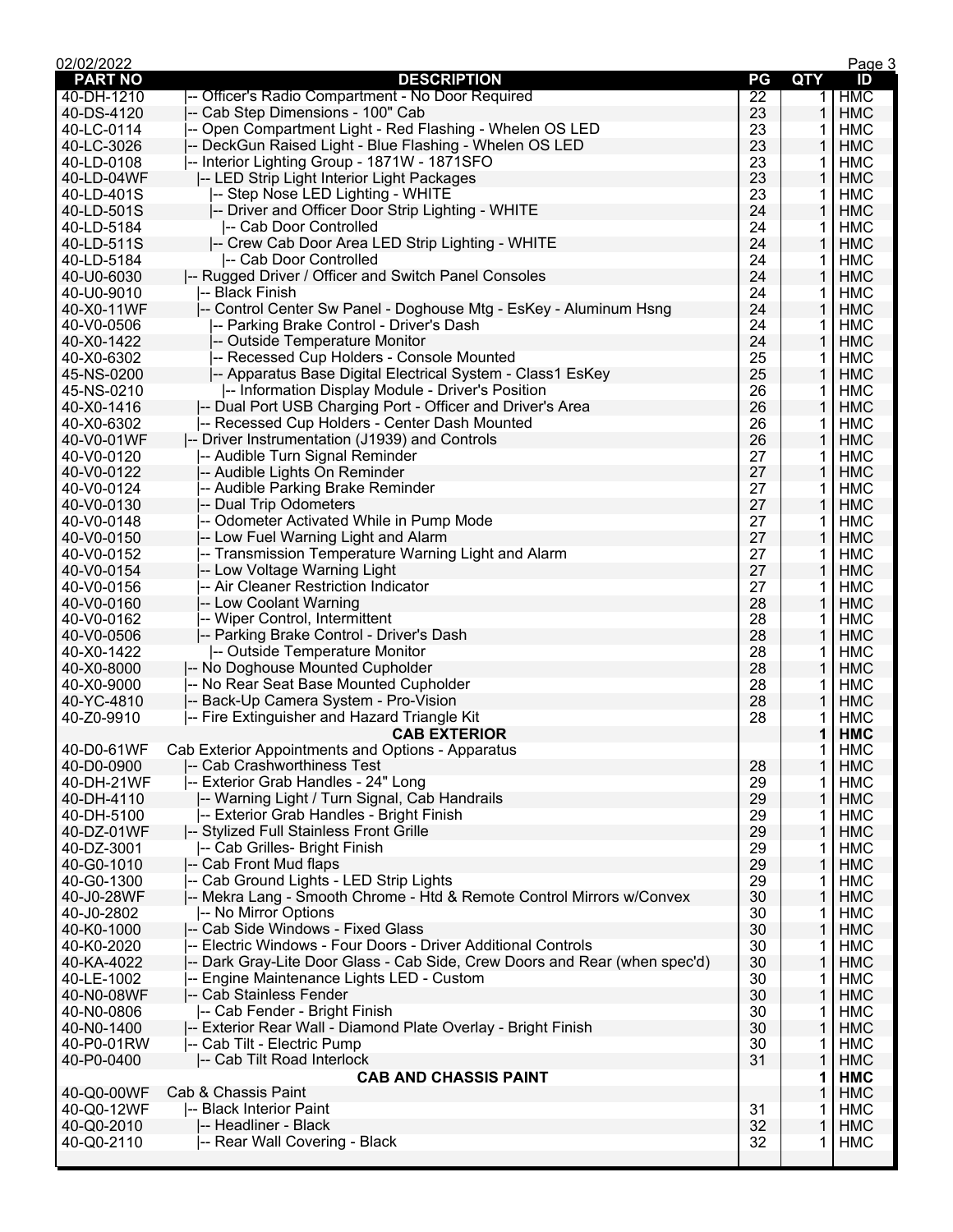| PART NO | DESCRIPTION | PG | QTY | ID |
|---|---|---|---|---|
| 40-DH-1210 | \|-- Officer's Radio Compartment - No Door Required | 22 | 1 | HMC |
| 40-DS-4120 | \|-- Cab Step Dimensions - 100" Cab | 23 | 1 | HMC |
| 40-LC-0114 | \|-- Open Compartment Light - Red Flashing - Whelen OS LED | 23 | 1 | HMC |
| 40-LC-3026 | \|-- DeckGun Raised Light - Blue Flashing - Whelen OS LED | 23 | 1 | HMC |
| 40-LD-0108 | \|-- Interior Lighting Group - 1871W - 1871SFO | 23 | 1 | HMC |
| 40-LD-04WF | \|-- LED Strip Light Interior Light Packages | 23 | 1 | HMC |
| 40-LD-401S | \|-- Step Nose LED Lighting - WHITE | 23 | 1 | HMC |
| 40-LD-501S | \|-- Driver and Officer Door Strip Lighting - WHITE | 24 | 1 | HMC |
| 40-LD-5184 | \|-- Cab Door Controlled | 24 | 1 | HMC |
| 40-LD-511S | \|-- Crew Cab Door Area LED Strip Lighting - WHITE | 24 | 1 | HMC |
| 40-LD-5184 | \|-- Cab Door Controlled | 24 | 1 | HMC |
| 40-U0-6030 | \|-- Rugged Driver / Officer and Switch Panel Consoles | 24 | 1 | HMC |
| 40-U0-9010 | \|-- Black Finish | 24 | 1 | HMC |
| 40-X0-11WF | \|-- Control Center Sw Panel - Doghouse Mtg - EsKey - Aluminum Hsng | 24 | 1 | HMC |
| 40-V0-0506 | \|-- Parking Brake Control - Driver's Dash | 24 | 1 | HMC |
| 40-X0-1422 | \|-- Outside Temperature Monitor | 24 | 1 | HMC |
| 40-X0-6302 | \|-- Recessed Cup Holders - Console Mounted | 25 | 1 | HMC |
| 45-NS-0200 | \|-- Apparatus Base Digital Electrical System - Class1 EsKey | 25 | 1 | HMC |
| 45-NS-0210 | \|-- Information Display Module - Driver's Position | 26 | 1 | HMC |
| 40-X0-1416 | \|-- Dual Port USB Charging Port - Officer and Driver's Area | 26 | 1 | HMC |
| 40-X0-6302 | \|-- Recessed Cup Holders - Center Dash Mounted | 26 | 1 | HMC |
| 40-V0-01WF | \|-- Driver Instrumentation (J1939) and Controls | 26 | 1 | HMC |
| 40-V0-0120 | \|-- Audible Turn Signal Reminder | 27 | 1 | HMC |
| 40-V0-0122 | \|-- Audible Lights On Reminder | 27 | 1 | HMC |
| 40-V0-0124 | \|-- Audible Parking Brake Reminder | 27 | 1 | HMC |
| 40-V0-0130 | \|-- Dual Trip Odometers | 27 | 1 | HMC |
| 40-V0-0148 | \|-- Odometer Activated While in Pump Mode | 27 | 1 | HMC |
| 40-V0-0150 | \|-- Low Fuel Warning Light and Alarm | 27 | 1 | HMC |
| 40-V0-0152 | \|-- Transmission Temperature Warning Light and Alarm | 27 | 1 | HMC |
| 40-V0-0154 | \|-- Low Voltage Warning Light | 27 | 1 | HMC |
| 40-V0-0156 | \|-- Air Cleaner Restriction Indicator | 27 | 1 | HMC |
| 40-V0-0160 | \|-- Low Coolant Warning | 28 | 1 | HMC |
| 40-V0-0162 | \|-- Wiper Control, Intermittent | 28 | 1 | HMC |
| 40-V0-0506 | \|-- Parking Brake Control - Driver's Dash | 28 | 1 | HMC |
| 40-X0-1422 | \|-- Outside Temperature Monitor | 28 | 1 | HMC |
| 40-X0-8000 | \|-- No Doghouse Mounted Cupholder | 28 | 1 | HMC |
| 40-X0-9000 | \|-- No Rear Seat Base Mounted Cupholder | 28 | 1 | HMC |
| 40-YC-4810 | \|-- Back-Up Camera System - Pro-Vision | 28 | 1 | HMC |
| 40-Z0-9910 | \|-- Fire Extinguisher and Hazard Triangle Kit | 28 | 1 | HMC |
| | **CAB EXTERIOR** | | **1** | **HMC** |
| 40-D0-61WF | Cab Exterior Appointments and Options - Apparatus | | 1 | HMC |
| 40-D0-0900 | \|-- Cab Crashworthiness Test | 28 | 1 | HMC |
| 40-DH-21WF | \|-- Exterior Grab Handles - 24" Long | 29 | 1 | HMC |
| 40-DH-4110 | \|-- Warning Light / Turn Signal, Cab Handrails | 29 | 1 | HMC |
| 40-DH-5100 | \|-- Exterior Grab Handles - Bright Finish | 29 | 1 | HMC |
| 40-DZ-01WF | \|-- Stylized Full Stainless Front Grille | 29 | 1 | HMC |
| 40-DZ-3001 | \|-- Cab Grilles- Bright Finish | 29 | 1 | HMC |
| 40-G0-1010 | \|-- Cab Front Mud flaps | 29 | 1 | HMC |
| 40-G0-1300 | \|-- Cab Ground Lights - LED Strip Lights | 29 | 1 | HMC |
| 40-J0-28WF | \|-- Mekra Lang - Smooth Chrome - Htd & Remote Control Mirrors w/Convex | 30 | 1 | HMC |
| 40-J0-2802 | \|-- No Mirror Options | 30 | 1 | HMC |
| 40-K0-1000 | \|-- Cab Side Windows - Fixed Glass | 30 | 1 | HMC |
| 40-K0-2020 | \|-- Electric Windows - Four Doors - Driver Additional Controls | 30 | 1 | HMC |
| 40-KA-4022 | \|-- Dark Gray-Lite Door Glass - Cab Side, Crew Doors and Rear (when spec'd) | 30 | 1 | HMC |
| 40-LE-1002 | \|-- Engine Maintenance Lights LED - Custom | 30 | 1 | HMC |
| 40-N0-08WF | \|-- Cab Stainless Fender | 30 | 1 | HMC |
| 40-N0-0806 | \|-- Cab Fender - Bright Finish | 30 | 1 | HMC |
| 40-N0-1400 | \|-- Exterior Rear Wall - Diamond Plate Overlay - Bright Finish | 30 | 1 | HMC |
| 40-P0-01RW | \|-- Cab Tilt - Electric Pump | 30 | 1 | HMC |
| 40-P0-0400 | \|-- Cab Tilt Road Interlock | 31 | 1 | HMC |
| | **CAB AND CHASSIS PAINT** | | **1** | **HMC** |
| 40-Q0-00WF | Cab & Chassis Paint | | 1 | HMC |
| 40-Q0-12WF | \|-- Black Interior Paint | 31 | 1 | HMC |
| 40-Q0-2010 | \|-- Headliner - Black | 32 | 1 | HMC |
| 40-Q0-2110 | \|-- Rear Wall Covering - Black | 32 | 1 | HMC |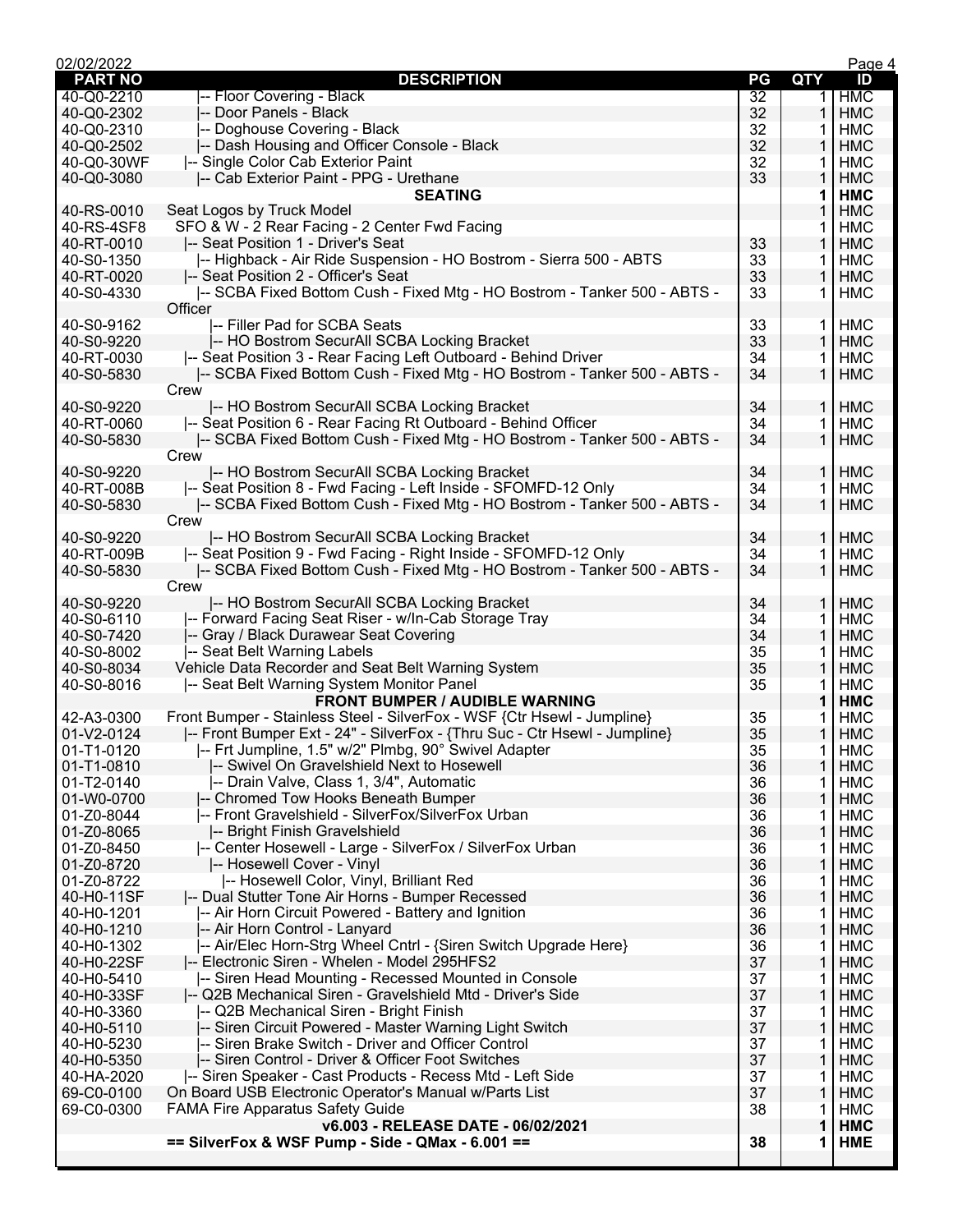| PART NO | DESCRIPTION | PG | QTY | ID |
|---|---|---|---|---|
| 40-Q0-2210 | \|-- Floor Covering - Black | 32 | 1 | HMC |
| 40-Q0-2302 | \|-- Door Panels - Black | 32 | 1 | HMC |
| 40-Q0-2310 | \|-- Doghouse Covering - Black | 32 | 1 | HMC |
| 40-Q0-2502 | \|-- Dash Housing and Officer Console - Black | 32 | 1 | HMC |
| 40-Q0-30WF | \|-- Single Color Cab Exterior Paint | 32 | 1 | HMC |
| 40-Q0-3080 | \|-- Cab Exterior Paint - PPG - Urethane | 33 | 1 | HMC |
| | **SEATING** | | **1** | **HMC** |
| 40-RS-0010 | Seat Logos by Truck Model | | 1 | HMC |
| 40-RS-4SF8 | SFO & W - 2 Rear Facing - 2 Center Fwd Facing | | 1 | HMC |
| 40-RT-0010 | \|-- Seat Position 1 - Driver's Seat | 33 | 1 | HMC |
| 40-S0-1350 | \|-- Highback - Air Ride Suspension - HO Bostrom - Sierra 500 - ABTS | 33 | 1 | HMC |
| 40-RT-0020 | \|-- Seat Position 2 - Officer's Seat | 33 | 1 | HMC |
| 40-S0-4330 | \|-- SCBA Fixed Bottom Cush - Fixed Mtg - HO Bostrom - Tanker 500 - ABTS - Officer | 33 | 1 | HMC |
| 40-S0-9162 | \|-- Filler Pad for SCBA Seats | 33 | 1 | HMC |
| 40-S0-9220 | \|-- HO Bostrom SecurAll SCBA Locking Bracket | 33 | 1 | HMC |
| 40-RT-0030 | \|-- Seat Position 3 - Rear Facing Left Outboard - Behind Driver | 34 | 1 | HMC |
| 40-S0-5830 | \|-- SCBA Fixed Bottom Cush - Fixed Mtg - HO Bostrom - Tanker 500 - ABTS - Crew | 34 | 1 | HMC |
| 40-S0-9220 | \|-- HO Bostrom SecurAll SCBA Locking Bracket | 34 | 1 | HMC |
| 40-RT-0060 | \|-- Seat Position 6 - Rear Facing Rt Outboard - Behind Officer | 34 | 1 | HMC |
| 40-S0-5830 | \|-- SCBA Fixed Bottom Cush - Fixed Mtg - HO Bostrom - Tanker 500 - ABTS - Crew | 34 | 1 | HMC |
| 40-S0-9220 | \|-- HO Bostrom SecurAll SCBA Locking Bracket | 34 | 1 | HMC |
| 40-RT-008B | \|-- Seat Position 8 - Fwd Facing - Left Inside - SFOMFD-12 Only | 34 | 1 | HMC |
| 40-S0-5830 | \|-- SCBA Fixed Bottom Cush - Fixed Mtg - HO Bostrom - Tanker 500 - ABTS - Crew | 34 | 1 | HMC |
| 40-S0-9220 | \|-- HO Bostrom SecurAll SCBA Locking Bracket | 34 | 1 | HMC |
| 40-RT-009B | \|-- Seat Position 9 - Fwd Facing - Right Inside - SFOMFD-12 Only | 34 | 1 | HMC |
| 40-S0-5830 | \|-- SCBA Fixed Bottom Cush - Fixed Mtg - HO Bostrom - Tanker 500 - ABTS - Crew | 34 | 1 | HMC |
| 40-S0-9220 | \|-- HO Bostrom SecurAll SCBA Locking Bracket | 34 | 1 | HMC |
| 40-S0-6110 | \|-- Forward Facing Seat Riser - w/In-Cab Storage Tray | 34 | 1 | HMC |
| 40-S0-7420 | \|-- Gray / Black Durawear Seat Covering | 34 | 1 | HMC |
| 40-S0-8002 | \|-- Seat Belt Warning Labels | 35 | 1 | HMC |
| 40-S0-8034 | Vehicle Data Recorder and Seat Belt Warning System | 35 | 1 | HMC |
| 40-S0-8016 | \|-- Seat Belt Warning System Monitor Panel | 35 | 1 | HMC |
| | **FRONT BUMPER / AUDIBLE WARNING** | | **1** | **HMC** |
| 42-A3-0300 | Front Bumper - Stainless Steel - SilverFox - WSF {Ctr Hsewl - Jumpline} | 35 | 1 | HMC |
| 01-V2-0124 | \|-- Front Bumper Ext - 24" - SilverFox - {Thru Suc - Ctr Hsewl - Jumpline} | 35 | 1 | HMC |
| 01-T1-0120 | \|-- Frt Jumpline, 1.5" w/2" Plmbg, 90° Swivel Adapter | 35 | 1 | HMC |
| 01-T1-0810 | \|-- Swivel On Gravelshield Next to Hosewell | 36 | 1 | HMC |
| 01-T2-0140 | \|-- Drain Valve, Class 1, 3/4", Automatic | 36 | 1 | HMC |
| 01-W0-0700 | \|-- Chromed Tow Hooks Beneath Bumper | 36 | 1 | HMC |
| 01-Z0-8044 | \|-- Front Gravelshield - SilverFox/SilverFox Urban | 36 | 1 | HMC |
| 01-Z0-8065 | \|-- Bright Finish Gravelshield | 36 | 1 | HMC |
| 01-Z0-8450 | \|-- Center Hosewell - Large - SilverFox / SilverFox Urban | 36 | 1 | HMC |
| 01-Z0-8720 | \|-- Hosewell Cover - Vinyl | 36 | 1 | HMC |
| 01-Z0-8722 | \|-- Hosewell Color, Vinyl, Brilliant Red | 36 | 1 | HMC |
| 40-H0-11SF | \|-- Dual Stutter Tone Air Horns - Bumper Recessed | 36 | 1 | HMC |
| 40-H0-1201 | \|-- Air Horn Circuit Powered - Battery and Ignition | 36 | 1 | HMC |
| 40-H0-1210 | \|-- Air Horn Control - Lanyard | 36 | 1 | HMC |
| 40-H0-1302 | \|-- Air/Elec Horn-Strg Wheel Cntrl - {Siren Switch Upgrade Here} | 36 | 1 | HMC |
| 40-H0-22SF | \|-- Electronic Siren - Whelen - Model 295HFS2 | 37 | 1 | HMC |
| 40-H0-5410 | \|-- Siren Head Mounting - Recessed Mounted in Console | 37 | 1 | HMC |
| 40-H0-33SF | \|-- Q2B Mechanical Siren - Gravelshield Mtd - Driver's Side | 37 | 1 | HMC |
| 40-H0-3360 | \|-- Q2B Mechanical Siren - Bright Finish | 37 | 1 | HMC |
| 40-H0-5110 | \|-- Siren Circuit Powered - Master Warning Light Switch | 37 | 1 | HMC |
| 40-H0-5230 | \|-- Siren Brake Switch - Driver and Officer Control | 37 | 1 | HMC |
| 40-H0-5350 | \|-- Siren Control - Driver & Officer Foot Switches | 37 | 1 | HMC |
| 40-HA-2020 | \|-- Siren Speaker - Cast Products - Recess Mtd - Left Side | 37 | 1 | HMC |
| 69-C0-0100 | On Board USB Electronic Operator's Manual w/Parts List | 37 | 1 | HMC |
| 69-C0-0300 | FAMA Fire Apparatus Safety Guide | 38 | 1 | HMC |
| | **v6.003 - RELEASE DATE - 06/02/2021** | | **1** | **HMC** |
| | **== SilverFox & WSF Pump - Side - QMax - 6.001 ==** | **38** | **1** | **HME** |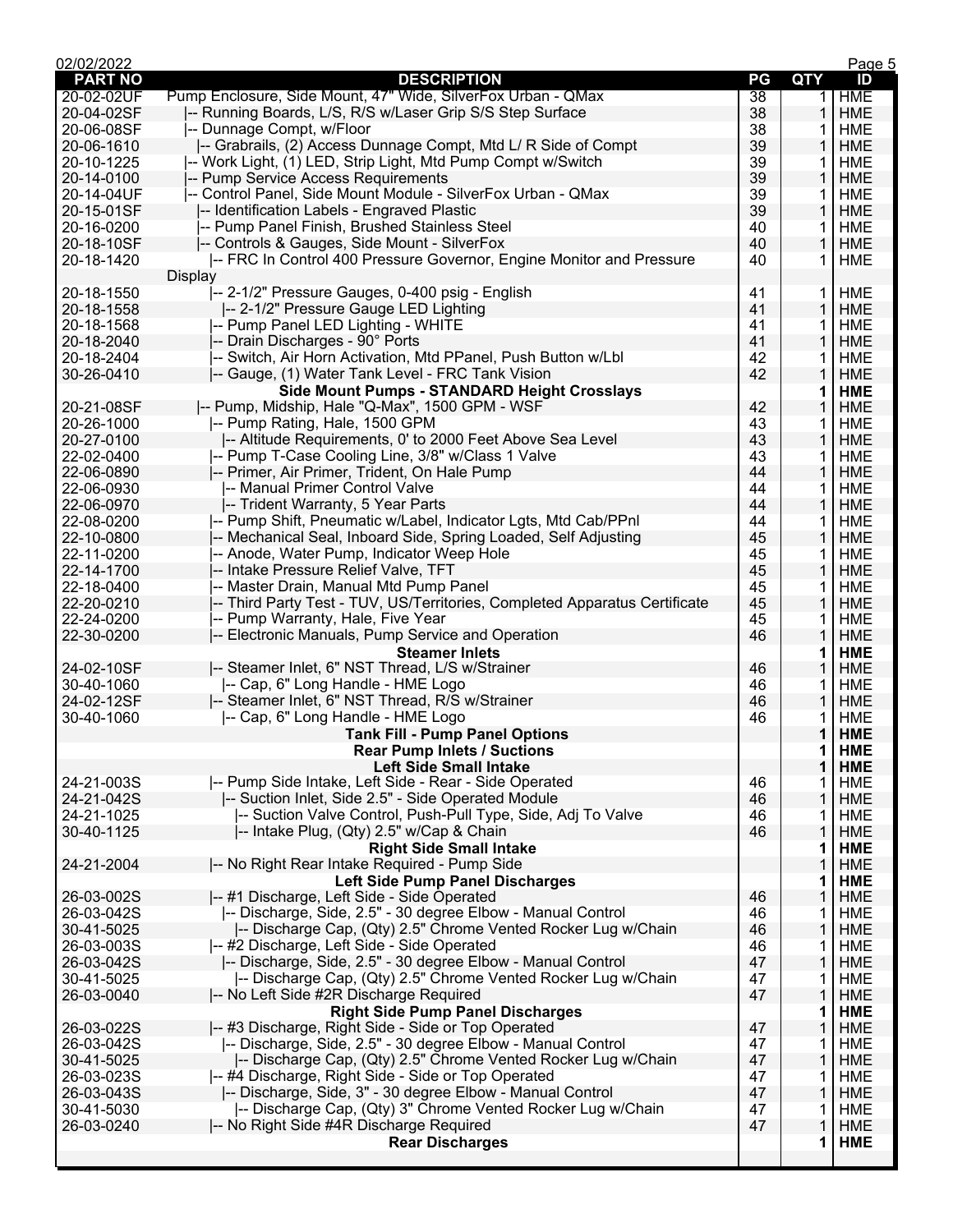| PART NO | DESCRIPTION | PG | QTY | ID |
|---|---|---|---|---|
| 20-02-02UF | Pump Enclosure, Side Mount, 47" Wide, SilverFox Urban - QMax | 38 | 1 | HME |
| 20-04-02SF | \|-- Running Boards, L/S, R/S w/Laser Grip S/S Step Surface | 38 | 1 | HME |
| 20-06-08SF | \|-- Dunnage Compt, w/Floor | 38 | 1 | HME |
| 20-06-1610 | \|-- Grabrails, (2) Access Dunnage Compt, Mtd L/ R Side of Compt | 39 | 1 | HME |
| 20-10-1225 | \|-- Work Light, (1) LED, Strip Light, Mtd Pump Compt w/Switch | 39 | 1 | HME |
| 20-14-0100 | \|-- Pump Service Access Requirements | 39 | 1 | HME |
| 20-14-04UF | \|-- Control Panel, Side Mount Module - SilverFox Urban - QMax | 39 | 1 | HME |
| 20-15-01SF | \|-- Identification Labels - Engraved Plastic | 39 | 1 | HME |
| 20-16-0200 | \|-- Pump Panel Finish, Brushed Stainless Steel | 40 | 1 | HME |
| 20-18-10SF | \|-- Controls & Gauges, Side Mount - SilverFox | 40 | 1 | HME |
| 20-18-1420 | \|-- FRC In Control 400 Pressure Governor, Engine Monitor and Pressure Display | 40 | 1 | HME |
| 20-18-1550 | \|-- 2-1/2" Pressure Gauges, 0-400 psig - English | 41 | 1 | HME |
| 20-18-1558 | \|-- 2-1/2" Pressure Gauge LED Lighting | 41 | 1 | HME |
| 20-18-1568 | \|-- Pump Panel LED Lighting - WHITE | 41 | 1 | HME |
| 20-18-2040 | \|-- Drain Discharges - 90° Ports | 41 | 1 | HME |
| 20-18-2404 | \|-- Switch, Air Horn Activation, Mtd PPanel, Push Button w/Lbl | 42 | 1 | HME |
| 30-26-0410 | \|-- Gauge, (1) Water Tank Level - FRC Tank Vision | 42 | 1 | HME |
| | **Side Mount Pumps - STANDARD Height Crosslays** | | **1** | **HME** |
| 20-21-08SF | \|-- Pump, Midship, Hale "Q-Max", 1500 GPM - WSF | 42 | 1 | HME |
| 20-26-1000 | \|-- Pump Rating, Hale, 1500 GPM | 43 | 1 | HME |
| 20-27-0100 | \|-- Altitude Requirements, 0' to 2000 Feet Above Sea Level | 43 | 1 | HME |
| 22-02-0400 | \|-- Pump T-Case Cooling Line, 3/8" w/Class 1 Valve | 43 | 1 | HME |
| 22-06-0890 | \|-- Primer, Air Primer, Trident, On Hale Pump | 44 | 1 | HME |
| 22-06-0930 | \|-- Manual Primer Control Valve | 44 | 1 | HME |
| 22-06-0970 | \|-- Trident Warranty, 5 Year Parts | 44 | 1 | HME |
| 22-08-0200 | \|-- Pump Shift, Pneumatic w/Label, Indicator Lgts, Mtd Cab/PPnl | 44 | 1 | HME |
| 22-10-0800 | \|-- Mechanical Seal, Inboard Side, Spring Loaded, Self Adjusting | 45 | 1 | HME |
| 22-11-0200 | \|-- Anode, Water Pump, Indicator Weep Hole | 45 | 1 | HME |
| 22-14-1700 | \|-- Intake Pressure Relief Valve, TFT | 45 | 1 | HME |
| 22-18-0400 | \|-- Master Drain, Manual Mtd Pump Panel | 45 | 1 | HME |
| 22-20-0210 | \|-- Third Party Test - TUV, US/Territories, Completed Apparatus Certificate | 45 | 1 | HME |
| 22-24-0200 | \|-- Pump Warranty, Hale, Five Year | 45 | 1 | HME |
| 22-30-0200 | \|-- Electronic Manuals, Pump Service and Operation | 46 | 1 | HME |
| | **Steamer Inlets** | | **1** | **HME** |
| 24-02-10SF | \|-- Steamer Inlet, 6" NST Thread, L/S w/Strainer | 46 | 1 | HME |
| 30-40-1060 | \|-- Cap, 6" Long Handle - HME Logo | 46 | 1 | HME |
| 24-02-12SF | \|-- Steamer Inlet, 6" NST Thread, R/S w/Strainer | 46 | 1 | HME |
| 30-40-1060 | \|-- Cap, 6" Long Handle - HME Logo | 46 | 1 | HME |
| | **Tank Fill - Pump Panel Options** | | **1** | **HME** |
| | **Rear Pump Inlets / Suctions** | | **1** | **HME** |
| | **Left Side Small Intake** | | **1** | **HME** |
| 24-21-003S | \|-- Pump Side Intake, Left Side - Rear - Side Operated | 46 | 1 | HME |
| 24-21-042S | \|-- Suction Inlet, Side 2.5" - Side Operated Module | 46 | 1 | HME |
| 24-21-1025 | \|-- Suction Valve Control, Push-Pull Type, Side, Adj To Valve | 46 | 1 | HME |
| 30-40-1125 | \|-- Intake Plug, (Qty) 2.5" w/Cap & Chain | 46 | 1 | HME |
| | **Right Side Small Intake** | | **1** | **HME** |
| 24-21-2004 | \|-- No Right Rear Intake Required - Pump Side | | 1 | HME |
| | **Left Side Pump Panel Discharges** | | **1** | **HME** |
| 26-03-002S | \|-- #1 Discharge, Left Side - Side Operated | 46 | 1 | HME |
| 26-03-042S | \|-- Discharge, Side, 2.5" - 30 degree Elbow - Manual Control | 46 | 1 | HME |
| 30-41-5025 | \|-- Discharge Cap, (Qty) 2.5" Chrome Vented Rocker Lug w/Chain | 46 | 1 | HME |
| 26-03-003S | \|-- #2 Discharge, Left Side - Side Operated | 46 | 1 | HME |
| 26-03-042S | \|-- Discharge, Side, 2.5" - 30 degree Elbow - Manual Control | 47 | 1 | HME |
| 30-41-5025 | \|-- Discharge Cap, (Qty) 2.5" Chrome Vented Rocker Lug w/Chain | 47 | 1 | HME |
| 26-03-0040 | \|-- No Left Side #2R Discharge Required | 47 | 1 | HME |
| | **Right Side Pump Panel Discharges** | | **1** | **HME** |
| 26-03-022S | \|-- #3 Discharge, Right Side - Side or Top Operated | 47 | 1 | HME |
| 26-03-042S | \|-- Discharge, Side, 2.5" - 30 degree Elbow - Manual Control | 47 | 1 | HME |
| 30-41-5025 | \|-- Discharge Cap, (Qty) 2.5" Chrome Vented Rocker Lug w/Chain | 47 | 1 | HME |
| 26-03-023S | \|-- #4 Discharge, Right Side - Side or Top Operated | 47 | 1 | HME |
| 26-03-043S | \|-- Discharge, Side, 3" - 30 degree Elbow - Manual Control | 47 | 1 | HME |
| 30-41-5030 | \|-- Discharge Cap, (Qty) 3" Chrome Vented Rocker Lug w/Chain | 47 | 1 | HME |
| 26-03-0240 | \|-- No Right Side #4R Discharge Required | 47 | 1 | HME |
| | **Rear Discharges** | | **1** | **HME** |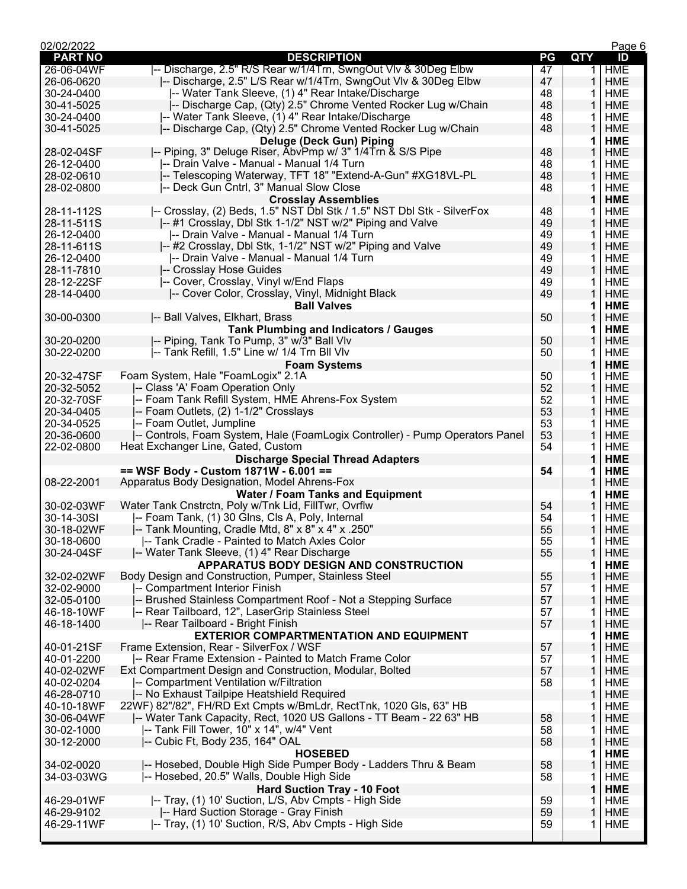| PART NO | DESCRIPTION | PG | QTY | ID |
|---|---|---|---|---|
| 26-06-04WF | \|-- Discharge, 2.5" R/S Rear w/1/4Trn, SwngOut Vlv & 30Deg Elbw | 47 | 1 | HME |
| 26-06-0620 | \|-- Discharge, 2.5" L/S Rear w/1/4Trn, SwngOut Vlv & 30Deg Elbw | 47 | 1 | HME |
| 30-24-0400 | \|-- Water Tank Sleeve, (1) 4" Rear Intake/Discharge | 48 | 1 | HME |
| 30-41-5025 | \|-- Discharge Cap, (Qty) 2.5" Chrome Vented Rocker Lug w/Chain | 48 | 1 | HME |
| 30-24-0400 | \|-- Water Tank Sleeve, (1) 4" Rear Intake/Discharge | 48 | 1 | HME |
| 30-41-5025 | \|-- Discharge Cap, (Qty) 2.5" Chrome Vented Rocker Lug w/Chain | 48 | 1 | HME |
| | **Deluge (Deck Gun) Piping** | | **1** | **HME** |
| 28-02-04SF | \|-- Piping, 3" Deluge Riser, AbvPmp w/ 3" 1/4Trn & S/S Pipe | 48 | 1 | HME |
| 26-12-0400 | \|-- Drain Valve - Manual - Manual 1/4 Turn | 48 | 1 | HME |
| 28-02-0610 | \|-- Telescoping Waterway, TFT 18" "Extend-A-Gun" #XG18VL-PL | 48 | 1 | HME |
| 28-02-0800 | \|-- Deck Gun Cntrl, 3" Manual Slow Close | 48 | 1 | HME |
| | **Crosslay Assemblies** | | **1** | **HME** |
| 28-11-112S | \|-- Crosslay, (2) Beds, 1.5" NST Dbl Stk / 1.5" NST Dbl Stk - SilverFox | 48 | 1 | HME |
| 28-11-511S | \|-- #1 Crosslay, Dbl Stk 1-1/2" NST w/2" Piping and Valve | 49 | 1 | HME |
| 26-12-0400 | \|-- Drain Valve - Manual - Manual 1/4 Turn | 49 | 1 | HME |
| 28-11-611S | \|-- #2 Crosslay, Dbl Stk, 1-1/2" NST w/2" Piping and Valve | 49 | 1 | HME |
| 26-12-0400 | \|-- Drain Valve - Manual - Manual 1/4 Turn | 49 | 1 | HME |
| 28-11-7810 | \|-- Crosslay Hose Guides | 49 | 1 | HME |
| 28-12-22SF | \|-- Cover, Crosslay, Vinyl w/End Flaps | 49 | 1 | HME |
| 28-14-0400 | \|-- Cover Color, Crosslay, Vinyl, Midnight Black | 49 | 1 | HME |
| | **Ball Valves** | | **1** | **HME** |
| 30-00-0300 | \|-- Ball Valves, Elkhart, Brass | 50 | 1 | HME |
| | **Tank Plumbing and Indicators / Gauges** | | **1** | **HME** |
| 30-20-0200 | \|-- Piping, Tank To Pump, 3" w/3" Ball Vlv | 50 | 1 | HME |
| 30-22-0200 | \|-- Tank Refill, 1.5" Line w/ 1/4 Trn Bll Vlv | 50 | 1 | HME |
| | **Foam Systems** | | **1** | **HME** |
| 20-32-47SF | Foam System, Hale "FoamLogix" 2.1A | 50 | 1 | HME |
| 20-32-5052 | \|-- Class 'A' Foam Operation Only | 52 | 1 | HME |
| 20-32-70SF | \|-- Foam Tank Refill System, HME Ahrens-Fox System | 52 | 1 | HME |
| 20-34-0405 | \|-- Foam Outlets, (2) 1-1/2" Crosslays | 53 | 1 | HME |
| 20-34-0525 | \|-- Foam Outlet, Jumpline | 53 | 1 | HME |
| 20-36-0600 | \|-- Controls, Foam System, Hale (FoamLogix Controller) - Pump Operators Panel | 53 | 1 | HME |
| 22-02-0800 | Heat Exchanger Line, Gated, Custom | 54 | 1 | HME |
| | **Discharge Special Thread Adapters** | | **1** | **HME** |
| | **== WSF Body - Custom 1871W - 6.001 ==** | **54** | **1** | **HME** |
| 08-22-2001 | Apparatus Body Designation, Model Ahrens-Fox | | 1 | HME |
| | **Water / Foam Tanks and Equipment** | | **1** | **HME** |
| 30-02-03WF | Water Tank Cnstrctn, Poly w/Tnk Lid, FillTwr, Ovrflw | 54 | 1 | HME |
| 30-14-30SI | \|-- Foam Tank, (1) 30 Glns, Cls A, Poly, Internal | 54 | 1 | HME |
| 30-18-02WF | \|-- Tank Mounting, Cradle Mtd, 8" x 8" x 4" x .250" | 55 | 1 | HME |
| 30-18-0600 | \|-- Tank Cradle - Painted to Match Axles Color | 55 | 1 | HME |
| 30-24-04SF | \|-- Water Tank Sleeve, (1) 4" Rear Discharge | 55 | 1 | HME |
| | **APPARATUS BODY DESIGN AND CONSTRUCTION** | | **1** | **HME** |
| 32-02-02WF | Body Design and Construction, Pumper, Stainless Steel | 55 | 1 | HME |
| 32-02-9000 | \|-- Compartment Interior Finish | 57 | 1 | HME |
| 32-05-0100 | \|-- Brushed Stainless Compartment Roof - Not a Stepping Surface | 57 | 1 | HME |
| 46-18-10WF | \|-- Rear Tailboard, 12", LaserGrip Stainless Steel | 57 | 1 | HME |
| 46-18-1400 | \|-- Rear Tailboard - Bright Finish | 57 | 1 | HME |
| | **EXTERIOR COMPARTMENTATION AND EQUIPMENT** | | **1** | **HME** |
| 40-01-21SF | Frame Extension, Rear - SilverFox / WSF | 57 | 1 | HME |
| 40-01-2200 | \|-- Rear Frame Extension - Painted to Match Frame Color | 57 | 1 | HME |
| 40-02-02WF | Ext Compartment Design and Construction, Modular, Bolted | 57 | 1 | HME |
| 40-02-0204 | \|-- Compartment Ventilation w/Filtration | 58 | 1 | HME |
| 46-28-0710 | \|-- No Exhaust Tailpipe Heatshield Required | | 1 | HME |
| 40-10-18WF | 22WF) 82"/82", FH/RD Ext Cmpts w/BmLdr, RectTnk, 1020 Gls, 63" HB | | 1 | HME |
| 30-06-04WF | \|-- Water Tank Capacity, Rect, 1020 US Gallons - TT Beam - 22 63" HB | 58 | 1 | HME |
| 30-02-1000 | \|-- Tank Fill Tower, 10" x 14", w/4" Vent | 58 | 1 | HME |
| 30-12-2000 | \|-- Cubic Ft, Body 235, 164" OAL | 58 | 1 | HME |
| | **HOSEBED** | | **1** | **HME** |
| 34-02-0020 | \|-- Hosebed, Double High Side Pumper Body - Ladders Thru & Beam | 58 | 1 | HME |
| 34-03-03WG | \|-- Hosebed, 20.5" Walls, Double High Side | 58 | 1 | HME |
| | **Hard Suction Tray - 10 Foot** | | **1** | **HME** |
| 46-29-01WF | \|-- Tray, (1) 10' Suction, L/S, Abv Cmpts - High Side | 59 | 1 | HME |
| 46-29-9102 | \|-- Hard Suction Storage - Gray Finish | 59 | 1 | HME |
| 46-29-11WF | \|-- Tray, (1) 10' Suction, R/S, Abv Cmpts - High Side | 59 | 1 | HME |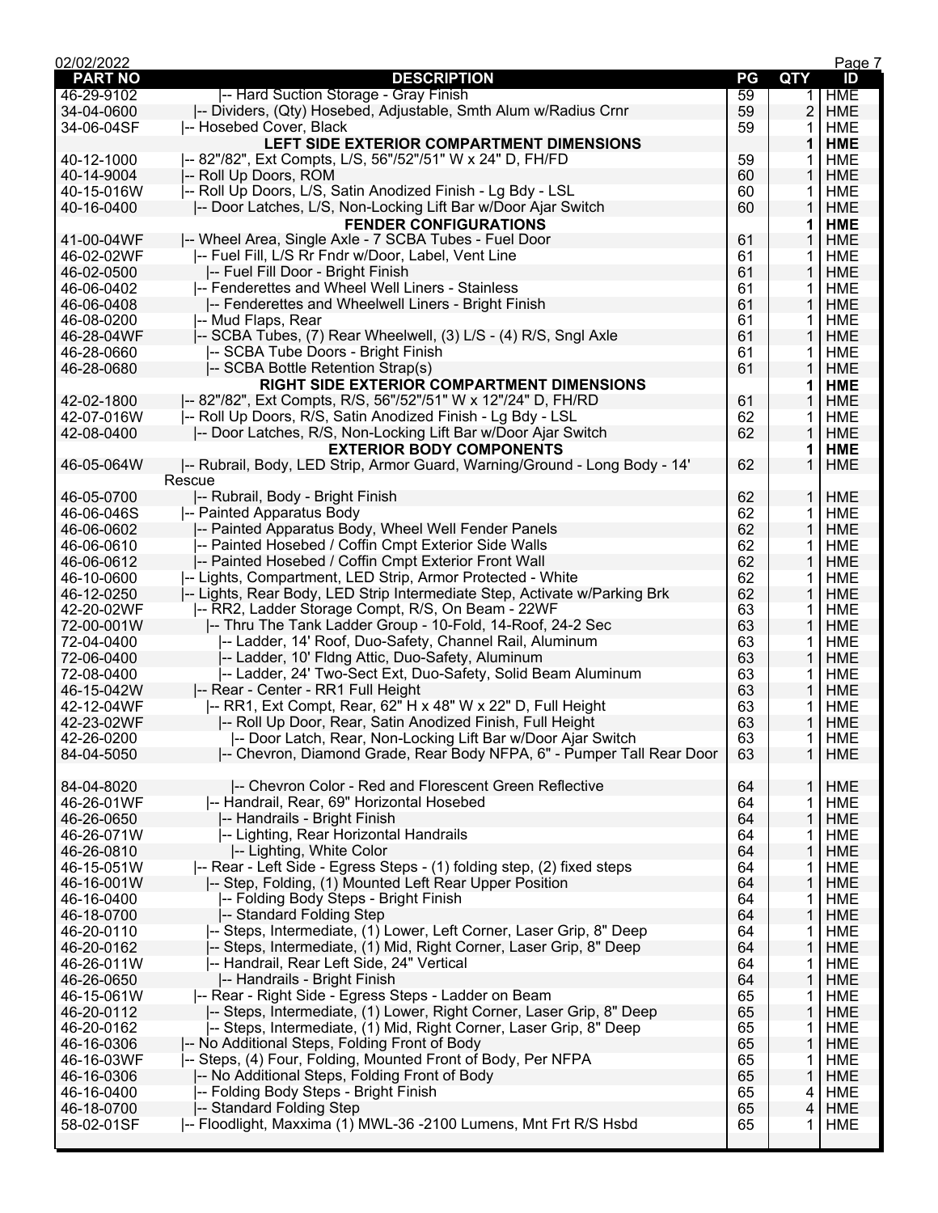| PART NO | DESCRIPTION | PG | QTY | ID |
|---|---|---|---|---|
| 46-29-9102 | \|-- Hard Suction Storage - Gray Finish | 59 | 1 | HME |
| 34-04-0600 | \|-- Dividers, (Qty) Hosebed, Adjustable, Smth Alum w/Radius Crnr | 59 | 2 | HME |
| 34-06-04SF | \|-- Hosebed Cover, Black | 59 | 1 | HME |
| | **LEFT SIDE EXTERIOR COMPARTMENT DIMENSIONS** | | **1** | **HME** |
| 40-12-1000 | \|-- 82"/82", Ext Compts, L/S, 56"/52"/51" W x 24" D, FH/FD | 59 | 1 | HME |
| 40-14-9004 | \|-- Roll Up Doors, ROM | 60 | 1 | HME |
| 40-15-016W | \|-- Roll Up Doors, L/S, Satin Anodized Finish - Lg Bdy - LSL | 60 | 1 | HME |
| 40-16-0400 | \|-- Door Latches, L/S, Non-Locking Lift Bar w/Door Ajar Switch | 60 | 1 | HME |
| | **FENDER CONFIGURATIONS** | | **1** | **HME** |
| 41-00-04WF | \|-- Wheel Area, Single Axle - 7 SCBA Tubes - Fuel Door | 61 | 1 | HME |
| 46-02-02WF | \|-- Fuel Fill, L/S Rr Fndr w/Door, Label, Vent Line | 61 | 1 | HME |
| 46-02-0500 | \|-- Fuel Fill Door - Bright Finish | 61 | 1 | HME |
| 46-06-0402 | \|-- Fenderettes and Wheel Well Liners - Stainless | 61 | 1 | HME |
| 46-06-0408 | \|-- Fenderettes and Wheelwell Liners - Bright Finish | 61 | 1 | HME |
| 46-08-0200 | \|-- Mud Flaps, Rear | 61 | 1 | HME |
| 46-28-04WF | \|-- SCBA Tubes, (7) Rear Wheelwell, (3) L/S - (4) R/S, Sngl Axle | 61 | 1 | HME |
| 46-28-0660 | \|-- SCBA Tube Doors - Bright Finish | 61 | 1 | HME |
| 46-28-0680 | \|-- SCBA Bottle Retention Strap(s) | 61 | 1 | HME |
| | **RIGHT SIDE EXTERIOR COMPARTMENT DIMENSIONS** | | **1** | **HME** |
| 42-02-1800 | \|-- 82"/82", Ext Compts, R/S, 56"/52"/51" W x 12"/24" D, FH/RD | 61 | 1 | HME |
| 42-07-016W | \|-- Roll Up Doors, R/S, Satin Anodized Finish - Lg Bdy - LSL | 62 | 1 | HME |
| 42-08-0400 | \|-- Door Latches, R/S, Non-Locking Lift Bar w/Door Ajar Switch | 62 | 1 | HME |
| | **EXTERIOR BODY COMPONENTS** | | **1** | **HME** |
| 46-05-064W | \|-- Rubrail, Body, LED Strip, Armor Guard, Warning/Ground - Long Body - 14' Rescue | 62 | 1 | HME |
| 46-05-0700 | \|-- Rubrail, Body - Bright Finish | 62 | 1 | HME |
| 46-06-046S | \|-- Painted Apparatus Body | 62 | 1 | HME |
| 46-06-0602 | \|-- Painted Apparatus Body, Wheel Well Fender Panels | 62 | 1 | HME |
| 46-06-0610 | \|-- Painted Hosebed / Coffin Cmpt Exterior Side Walls | 62 | 1 | HME |
| 46-06-0612 | \|-- Painted Hosebed / Coffin Cmpt Exterior Front Wall | 62 | 1 | HME |
| 46-10-0600 | \|-- Lights, Compartment, LED Strip, Armor Protected - White | 62 | 1 | HME |
| 46-12-0250 | \|-- Lights, Rear Body, LED Strip Intermediate Step, Activate w/Parking Brk | 62 | 1 | HME |
| 42-20-02WF | \|-- RR2, Ladder Storage Compt, R/S, On Beam - 22WF | 63 | 1 | HME |
| 72-00-001W | \|-- Thru The Tank Ladder Group - 10-Fold, 14-Roof, 24-2 Sec | 63 | 1 | HME |
| 72-04-0400 | \|-- Ladder, 14' Roof, Duo-Safety, Channel Rail, Aluminum | 63 | 1 | HME |
| 72-06-0400 | \|-- Ladder, 10' Fldng Attic, Duo-Safety, Aluminum | 63 | 1 | HME |
| 72-08-0400 | \|-- Ladder, 24' Two-Sect Ext, Duo-Safety, Solid Beam Aluminum | 63 | 1 | HME |
| 46-15-042W | \|-- Rear - Center - RR1 Full Height | 63 | 1 | HME |
| 42-12-04WF | \|-- RR1, Ext Compt, Rear, 62" H x 48" W x 22" D, Full Height | 63 | 1 | HME |
| 42-23-02WF | \|-- Roll Up Door, Rear, Satin Anodized Finish, Full Height | 63 | 1 | HME |
| 42-26-0200 | \|-- Door Latch, Rear, Non-Locking Lift Bar w/Door Ajar Switch | 63 | 1 | HME |
| 84-04-5050 | \|-- Chevron, Diamond Grade, Rear Body NFPA, 6" - Pumper Tall Rear Door | 63 | 1 | HME |
| 84-04-8020 | \|-- Chevron Color - Red and Florescent Green Reflective | 64 | 1 | HME |
| 46-26-01WF | \|-- Handrail, Rear, 69" Horizontal Hosebed | 64 | 1 | HME |
| 46-26-0650 | \|-- Handrails - Bright Finish | 64 | 1 | HME |
| 46-26-071W | \|-- Lighting, Rear Horizontal Handrails | 64 | 1 | HME |
| 46-26-0810 | \|-- Lighting, White Color | 64 | 1 | HME |
| 46-15-051W | \|-- Rear - Left Side - Egress Steps - (1) folding step, (2) fixed steps | 64 | 1 | HME |
| 46-16-001W | \|-- Step, Folding, (1) Mounted Left Rear Upper Position | 64 | 1 | HME |
| 46-16-0400 | \|-- Folding Body Steps - Bright Finish | 64 | 1 | HME |
| 46-18-0700 | \|-- Standard Folding Step | 64 | 1 | HME |
| 46-20-0110 | \|-- Steps, Intermediate, (1) Lower, Left Corner, Laser Grip, 8" Deep | 64 | 1 | HME |
| 46-20-0162 | \|-- Steps, Intermediate, (1) Mid, Right Corner, Laser Grip, 8" Deep | 64 | 1 | HME |
| 46-26-011W | \|-- Handrail, Rear Left Side, 24" Vertical | 64 | 1 | HME |
| 46-26-0650 | \|-- Handrails - Bright Finish | 64 | 1 | HME |
| 46-15-061W | \|-- Rear - Right Side - Egress Steps - Ladder on Beam | 65 | 1 | HME |
| 46-20-0112 | \|-- Steps, Intermediate, (1) Lower, Right Corner, Laser Grip, 8" Deep | 65 | 1 | HME |
| 46-20-0162 | \|-- Steps, Intermediate, (1) Mid, Right Corner, Laser Grip, 8" Deep | 65 | 1 | HME |
| 46-16-0306 | \|-- No Additional Steps, Folding Front of Body | 65 | 1 | HME |
| 46-16-03WF | \|-- Steps, (4) Four, Folding, Mounted Front of Body, Per NFPA | 65 | 1 | HME |
| 46-16-0306 | \|-- No Additional Steps, Folding Front of Body | 65 | 1 | HME |
| 46-16-0400 | \|-- Folding Body Steps - Bright Finish | 65 | 4 | HME |
| 46-18-0700 | \|-- Standard Folding Step | 65 | 4 | HME |
| 58-02-01SF | \|-- Floodlight, Maxxima (1) MWL-36 -2100 Lumens, Mnt Frt R/S Hsbd | 65 | 1 | HME |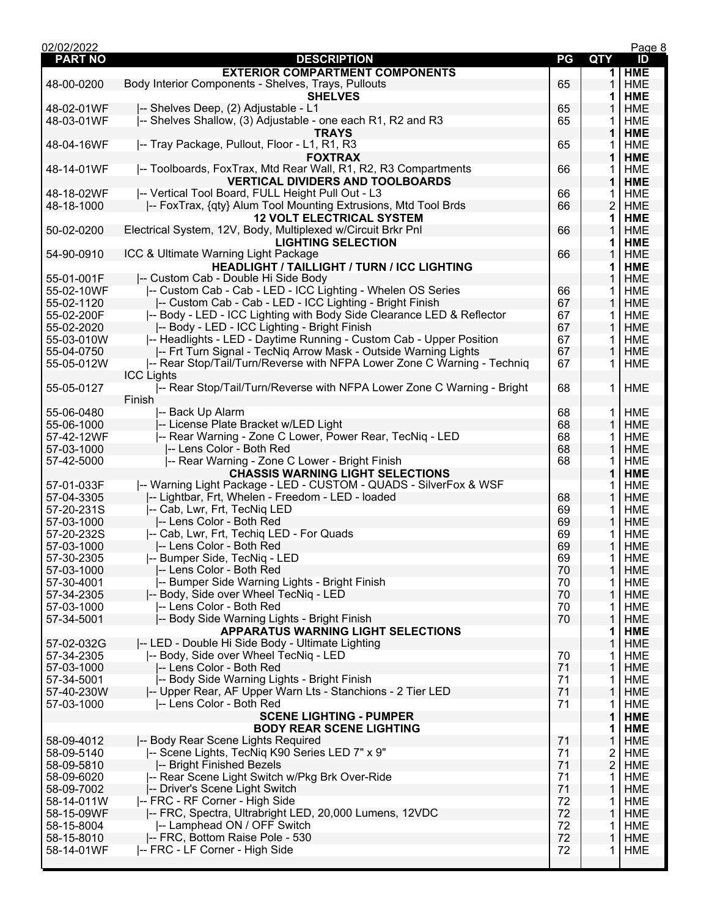| PART NO | DESCRIPTION | PG | QTY | ID |
|---|---|---|---|---|
| | **EXTERIOR COMPARTMENT COMPONENTS** | | **1** | **HME** |
| 48-00-0200 | Body Interior Components - Shelves, Trays, Pullouts | 65 | 1 | HME |
| | **SHELVES** | | **1** | **HME** |
| 48-02-01WF | \|-- Shelves Deep, (2) Adjustable - L1 | 65 | 1 | HME |
| 48-03-01WF | \|-- Shelves Shallow, (3) Adjustable - one each R1, R2 and R3 | 65 | 1 | HME |
| | **TRAYS** | | **1** | **HME** |
| 48-04-16WF | \|-- Tray Package, Pullout, Floor - L1, R1, R3 | 65 | 1 | HME |
| | **FOXTRAX** | | **1** | **HME** |
| 48-14-01WF | \|-- Toolboards, FoxTrax, Mtd Rear Wall, R1, R2, R3 Compartments | 66 | 1 | HME |
| | **VERTICAL DIVIDERS AND TOOLBOARDS** | | **1** | **HME** |
| 48-18-02WF | \|-- Vertical Tool Board, FULL Height Pull Out - L3 | 66 | 1 | HME |
| 48-18-1000 | \|-- FoxTrax, {qty} Alum Tool Mounting Extrusions, Mtd Tool Brds | 66 | 2 | HME |
| | **12 VOLT ELECTRICAL SYSTEM** | | **1** | **HME** |
| 50-02-0200 | Electrical System, 12V, Body, Multiplexed w/Circuit Brkr Pnl | 66 | 1 | HME |
| | **LIGHTING SELECTION** | | **1** | **HME** |
| 54-90-0910 | ICC & Ultimate Warning Light Package | 66 | 1 | HME |
| | **HEADLIGHT / TAILLIGHT / TURN / ICC LIGHTING** | | **1** | **HME** |
| 55-01-001F | \|-- Custom Cab - Double Hi Side Body | | 1 | HME |
| 55-02-10WF | \|-- Custom Cab - Cab - LED - ICC Lighting - Whelen OS Series | 66 | 1 | HME |
| 55-02-1120 | \|-- Custom Cab - Cab - LED - ICC Lighting - Bright Finish | 67 | 1 | HME |
| 55-02-200F | \|-- Body - LED - ICC Lighting with Body Side Clearance LED & Reflector | 67 | 1 | HME |
| 55-02-2020 | \|-- Body - LED - ICC Lighting - Bright Finish | 67 | 1 | HME |
| 55-03-010W | \|-- Headlights - LED - Daytime Running - Custom Cab - Upper Position | 67 | 1 | HME |
| 55-04-0750 | \|-- Frt Turn Signal - TecNiq Arrow Mask - Outside Warning Lights | 67 | 1 | HME |
| 55-05-012W | \|-- Rear Stop/Tail/Turn/Reverse with NFPA Lower Zone C Warning - Techniq ICC Lights | 67 | 1 | HME |
| 55-05-0127 | \|-- Rear Stop/Tail/Turn/Reverse with NFPA Lower Zone C Warning - Bright Finish | 68 | 1 | HME |
| 55-06-0480 | \|-- Back Up Alarm | 68 | 1 | HME |
| 55-06-1000 | \|-- License Plate Bracket w/LED Light | 68 | 1 | HME |
| 57-42-12WF | \|-- Rear Warning - Zone C Lower, Power Rear, TecNiq - LED | 68 | 1 | HME |
| 57-03-1000 | \|-- Lens Color - Both Red | 68 | 1 | HME |
| 57-42-5000 | \|-- Rear Warning - Zone C Lower - Bright Finish | 68 | 1 | HME |
| | **CHASSIS WARNING LIGHT SELECTIONS** | | **1** | **HME** |
| 57-01-033F | \|-- Warning Light Package - LED - CUSTOM - QUADS - SilverFox & WSF | | 1 | HME |
| 57-04-3305 | \|-- Lightbar, Frt, Whelen - Freedom - LED - loaded | 68 | 1 | HME |
| 57-20-231S | \|-- Cab, Lwr, Frt, TecNiq LED | 69 | 1 | HME |
| 57-03-1000 | \|-- Lens Color - Both Red | 69 | 1 | HME |
| 57-20-232S | \|-- Cab, Lwr, Frt, Techiq LED - For Quads | 69 | 1 | HME |
| 57-03-1000 | \|-- Lens Color - Both Red | 69 | 1 | HME |
| 57-30-2305 | \|-- Bumper Side, TecNiq - LED | 69 | 1 | HME |
| 57-03-1000 | \|-- Lens Color - Both Red | 70 | 1 | HME |
| 57-30-4001 | \|-- Bumper Side Warning Lights - Bright Finish | 70 | 1 | HME |
| 57-34-2305 | \|-- Body, Side over Wheel TecNiq - LED | 70 | 1 | HME |
| 57-03-1000 | \|-- Lens Color - Both Red | 70 | 1 | HME |
| 57-34-5001 | \|-- Body Side Warning Lights - Bright Finish | 70 | 1 | HME |
| | **APPARATUS WARNING LIGHT SELECTIONS** | | **1** | **HME** |
| 57-02-032G | \|-- LED - Double Hi Side Body - Ultimate Lighting | | 1 | HME |
| 57-34-2305 | \|-- Body, Side over Wheel TecNiq - LED | 70 | 1 | HME |
| 57-03-1000 | \|-- Lens Color - Both Red | 71 | 1 | HME |
| 57-34-5001 | \|-- Body Side Warning Lights - Bright Finish | 71 | 1 | HME |
| 57-40-230W | \|-- Upper Rear, AF Upper Warn Lts - Stanchions - 2 Tier LED | 71 | 1 | HME |
| 57-03-1000 | \|-- Lens Color - Both Red | 71 | 1 | HME |
| | **SCENE LIGHTING - PUMPER** | | **1** | **HME** |
| | **BODY REAR SCENE LIGHTING** | | **1** | **HME** |
| 58-09-4012 | \|-- Body Rear Scene Lights Required | 71 | 1 | HME |
| 58-09-5140 | \|-- Scene Lights, TecNiq K90 Series LED 7" x 9" | 71 | 2 | HME |
| 58-09-5810 | \|-- Bright Finished Bezels | 71 | 2 | HME |
| 58-09-6020 | \|-- Rear Scene Light Switch w/Pkg Brk Over-Ride | 71 | 1 | HME |
| 58-09-7002 | \|-- Driver's Scene Light Switch | 71 | 1 | HME |
| 58-14-011W | \|-- FRC - RF Corner - High Side | 72 | 1 | HME |
| 58-15-09WF | \|-- FRC, Spectra, Ultrabright LED, 20,000 Lumens, 12VDC | 72 | 1 | HME |
| 58-15-8004 | \|-- Lamphead ON / OFF Switch | 72 | 1 | HME |
| 58-15-8010 | \|-- FRC, Bottom Raise Pole - 530 | 72 | 1 | HME |
| 58-14-01WF | \|-- FRC - LF Corner - High Side | 72 | 1 | HME |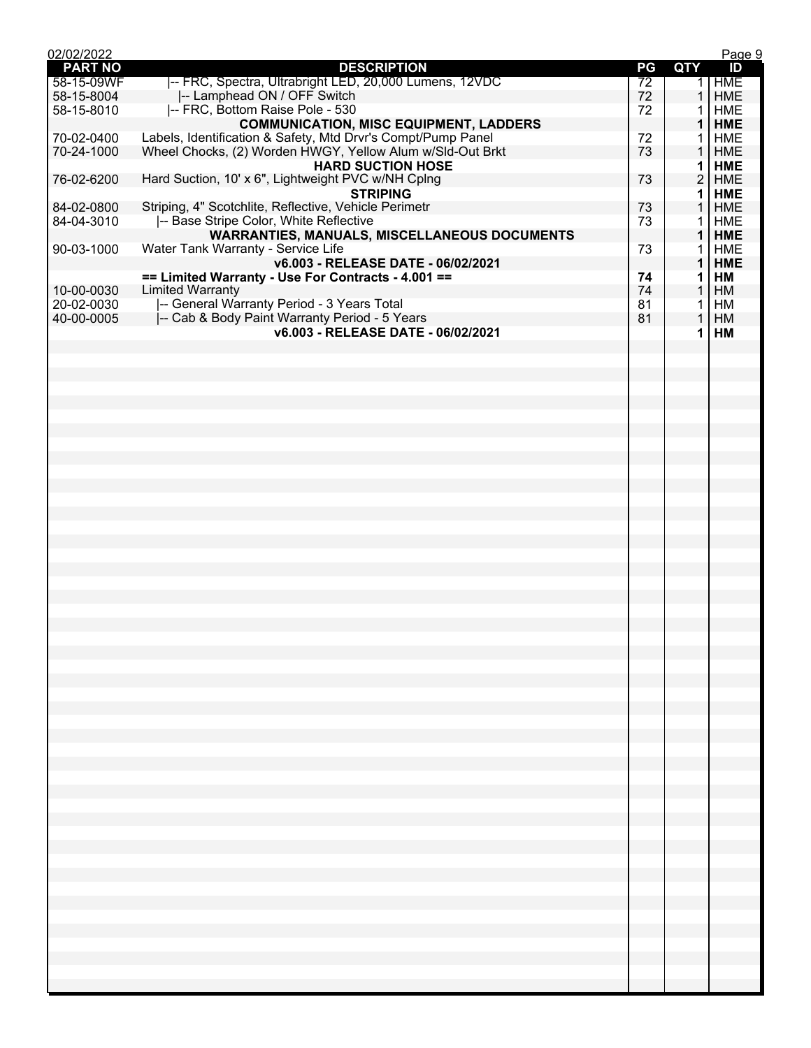| PART NO | DESCRIPTION | PG | QTY | ID |
|---|---|---|---|---|
| 58-15-09WF | \|-- FRC, Spectra, Ultrabright LED, 20,000 Lumens, 12VDC | 72 | 1 | HME |
| 58-15-8004 | \|-- Lamphead ON / OFF Switch | 72 | 1 | HME |
| 58-15-8010 | \|-- FRC, Bottom Raise Pole - 530 | 72 | 1 | HME |
| | **COMMUNICATION, MISC EQUIPMENT, LADDERS** | | **1** | **HME** |
| 70-02-0400 | Labels, Identification & Safety, Mtd Drvr's Compt/Pump Panel | 72 | 1 | HME |
| 70-24-1000 | Wheel Chocks, (2) Worden HWGY, Yellow Alum w/Sld-Out Brkt | 73 | 1 | HME |
| | **HARD SUCTION HOSE** | | **1** | **HME** |
| 76-02-6200 | Hard Suction, 10' x 6", Lightweight PVC w/NH Cplng | 73 | 2 | HME |
| | **STRIPING** | | **1** | **HME** |
| 84-02-0800 | Striping, 4" Scotchlite, Reflective, Vehicle Perimetr | 73 | 1 | HME |
| 84-04-3010 | \|-- Base Stripe Color, White Reflective | 73 | 1 | HME |
| | **WARRANTIES, MANUALS, MISCELLANEOUS DOCUMENTS** | | **1** | **HME** |
| 90-03-1000 | Water Tank Warranty - Service Life | 73 | 1 | HME |
| | **v6.003 - RELEASE DATE - 06/02/2021** | | **1** | **HME** |
| | **== Limited Warranty - Use For Contracts - 4.001 ==** | **74** | **1** | **HM** |
| 10-00-0030 | Limited Warranty | 74 | 1 | HM |
| 20-02-0030 | \|-- General Warranty Period - 3 Years Total | 81 | 1 | HM |
| 40-00-0005 | \|-- Cab & Body Paint Warranty Period - 5 Years | 81 | 1 | HM |
| | **v6.003 - RELEASE DATE - 06/02/2021** | | **1** | **HM** |